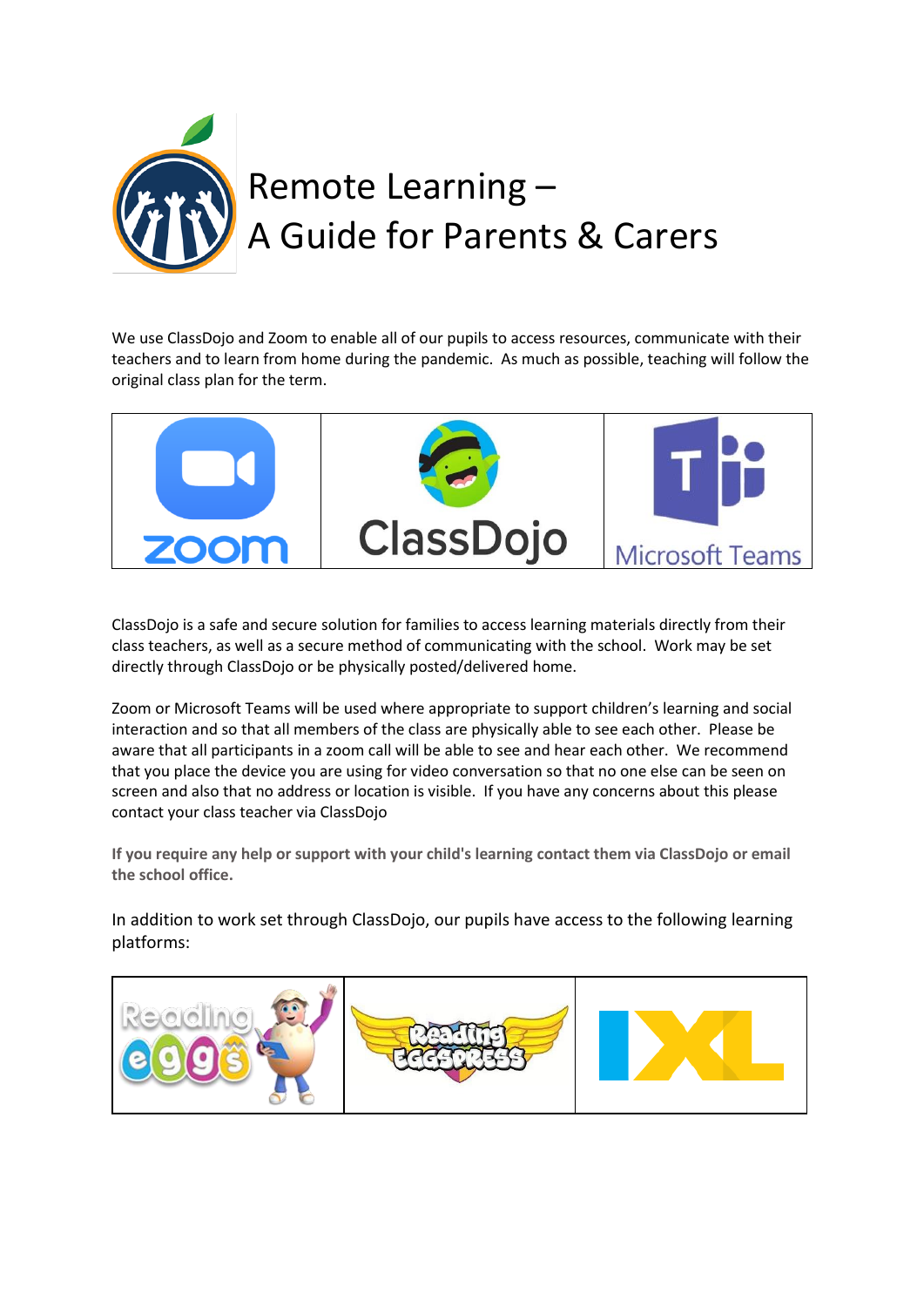# Remote Learning – A Guide for Parents & Carers

We use ClassDojo and Zoom to enable all of our pupils to access resources, communicate with their teachers and to learn from home during the pandemic. As much as possible, teaching will follow the original class plan for the term.

| zoom | ClassDojo | Microsoft Teams |
| --- | --- | --- |

ClassDojo is a safe and secure solution for families to access learning materials directly from their class teachers, as well as a secure method of communicating with the school. Work may be set directly through ClassDojo or be physically posted/delivered home.

Zoom or Microsoft Teams will be used where appropriate to support children's learning and social interaction and so that all members of the class are physically able to see each other. Please be aware that all participants in a zoom call will be able to see and hear each other. We recommend that you place the device you are using for video conversation so that no one else can be seen on screen and also that no address or location is visible. If you have any concerns about this please contact your class teacher via ClassDojo

**If you require any help or support with your child's learning contact them via ClassDojo or email the school office.**

In addition to work set through ClassDojo, our pupils have access to the following learning platforms:

| Reading eggs | Reading Eggspress | IXL |
| --- | --- | --- |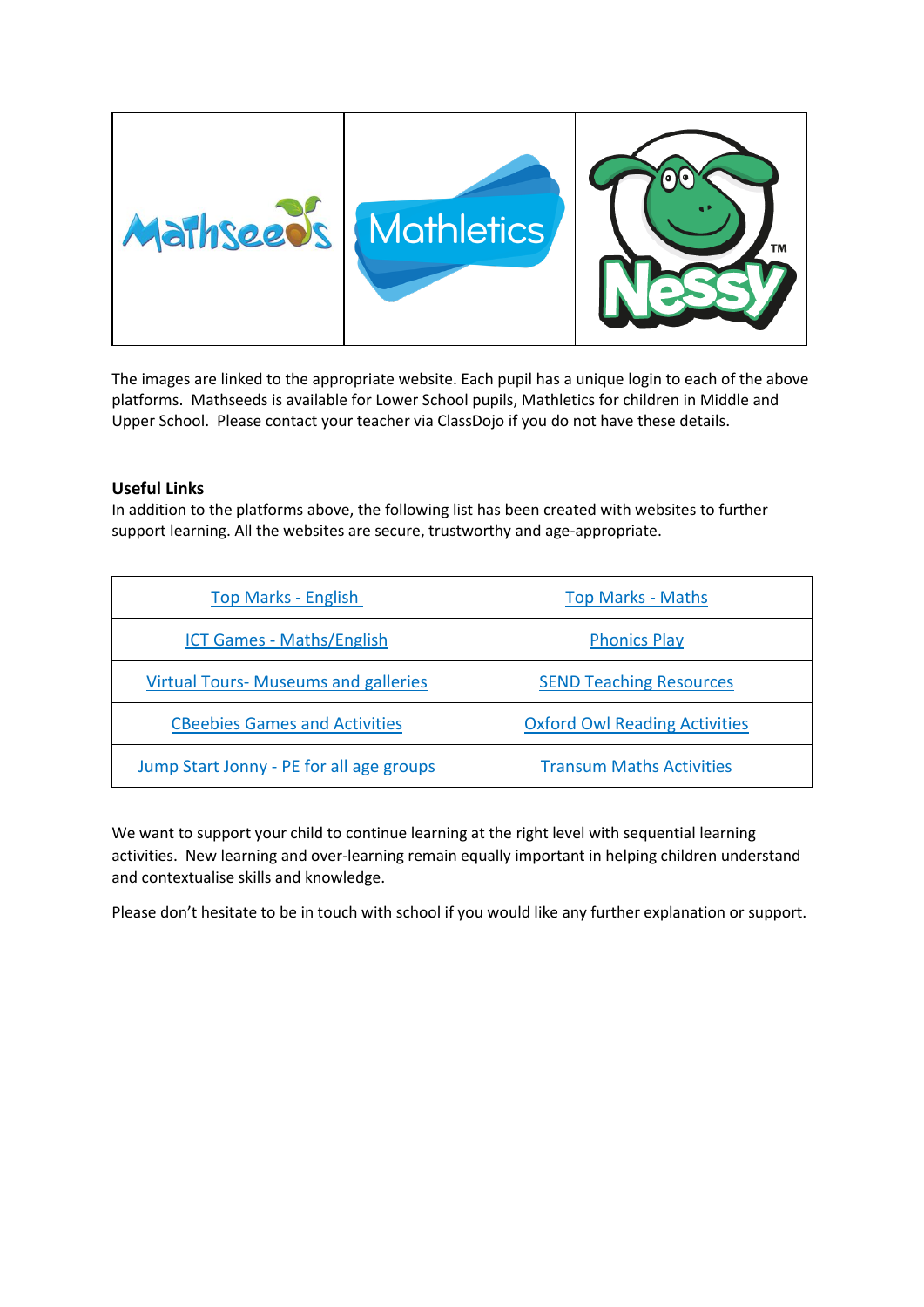The images are linked to the appropriate website. Each pupil has a unique login to each of the above platforms. Mathseeds is available for Lower School pupils, Mathletics for children in Middle and Upper School. Please contact your teacher via ClassDojo if you do not have these details.

**Useful Links**

In addition to the platforms above, the following list has been created with websites to further support learning. All the websites are secure, trustworthy and age-appropriate.

| | |
|---|---|
| Top Marks - English | Top Marks - Maths |
| ICT Games - Maths/English | Phonics Play |
| Virtual Tours- Museums and galleries | SEND Teaching Resources |
| CBeebies Games and Activities | Oxford Owl Reading Activities |
| Jump Start Jonny - PE for all age groups | Transum Maths Activities |

We want to support your child to continue learning at the right level with sequential learning activities. New learning and over-learning remain equally important in helping children understand and contextualise skills and knowledge.

Please don't hesitate to be in touch with school if you would like any further explanation or support.